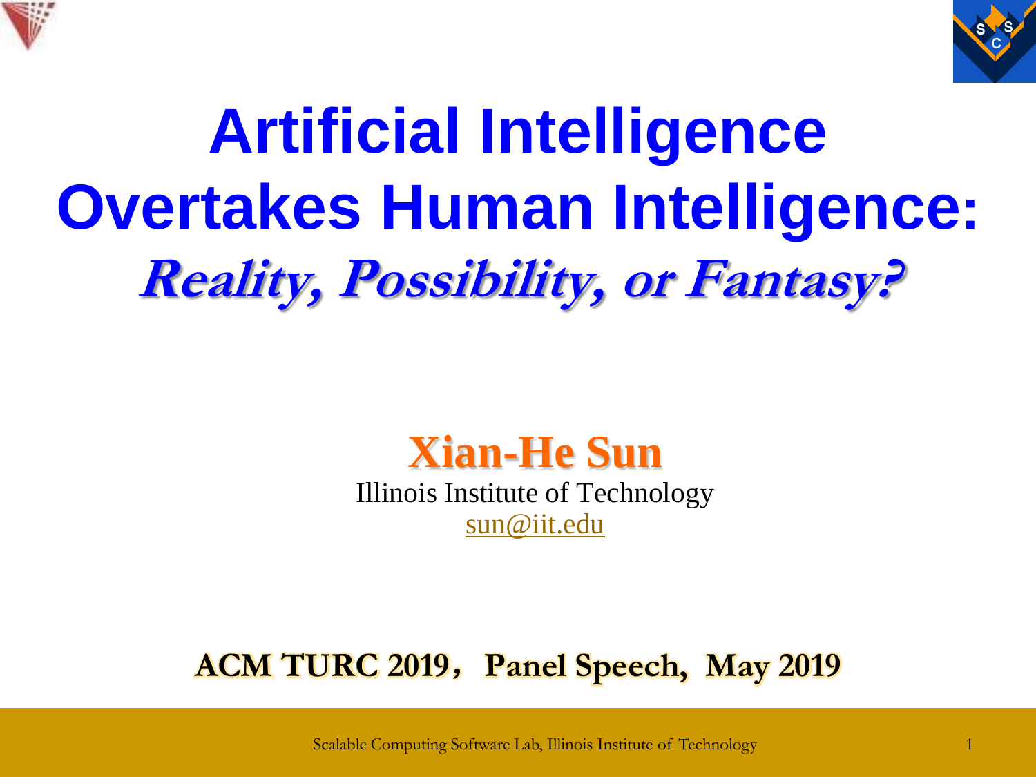# Artificial Intelligence Overtakes Human Intelligence:

## *Reality, Possibility, or Fantasy?*

**Xian-He Sun**

Illinois Institute of Technology

sun@iit.edu

**ACM TURC 2019，Panel Speech, May 2019**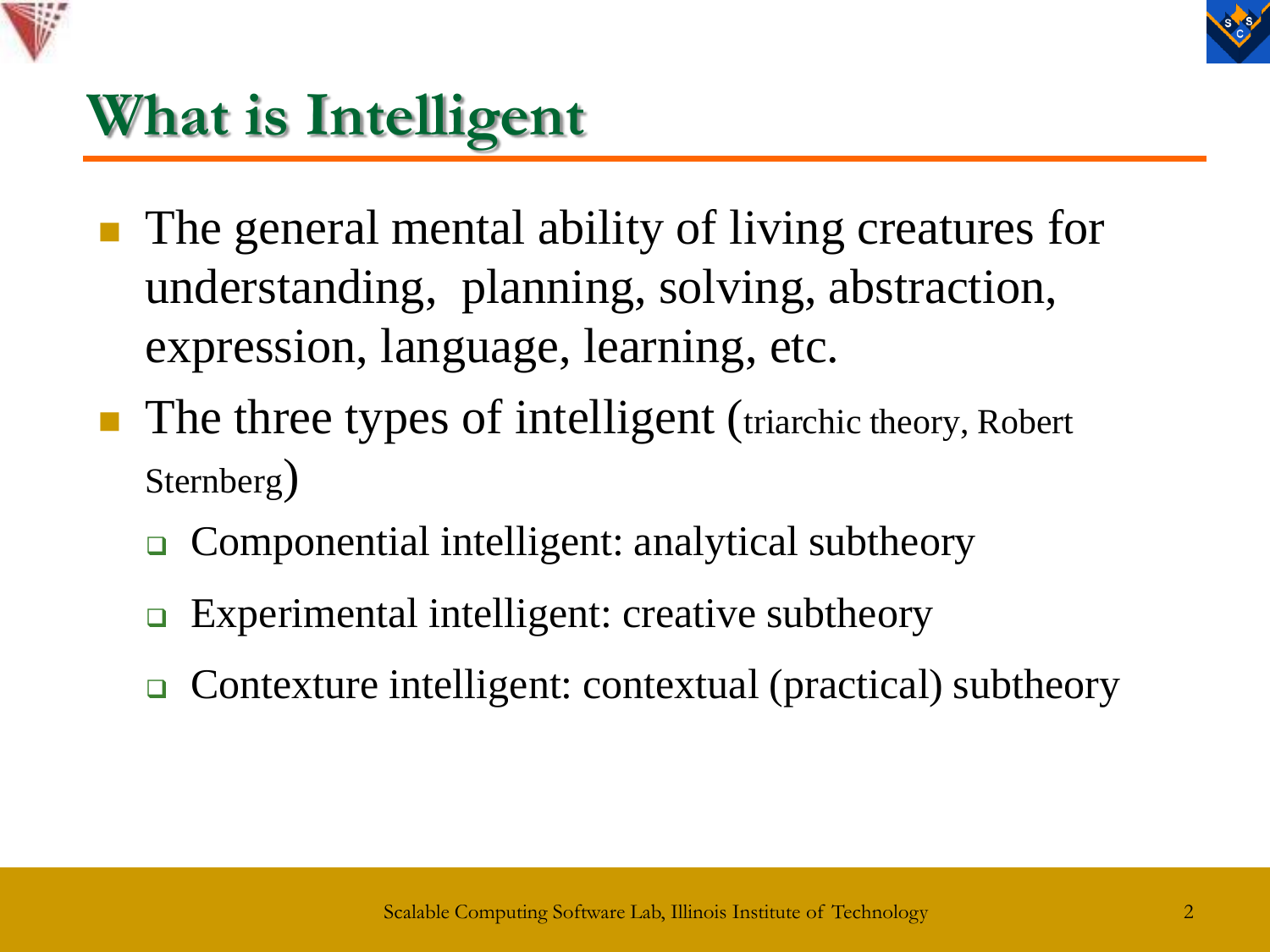# What is Intelligent

- The general mental ability of living creatures for understanding, planning, solving, abstraction, expression, language, learning, etc.
- The three types of intelligent (triarchic theory, Robert Sternberg)
  - Componential intelligent: analytical subtheory
  - Experimental intelligent: creative subtheory
  - Contexture intelligent: contextual (practical) subtheory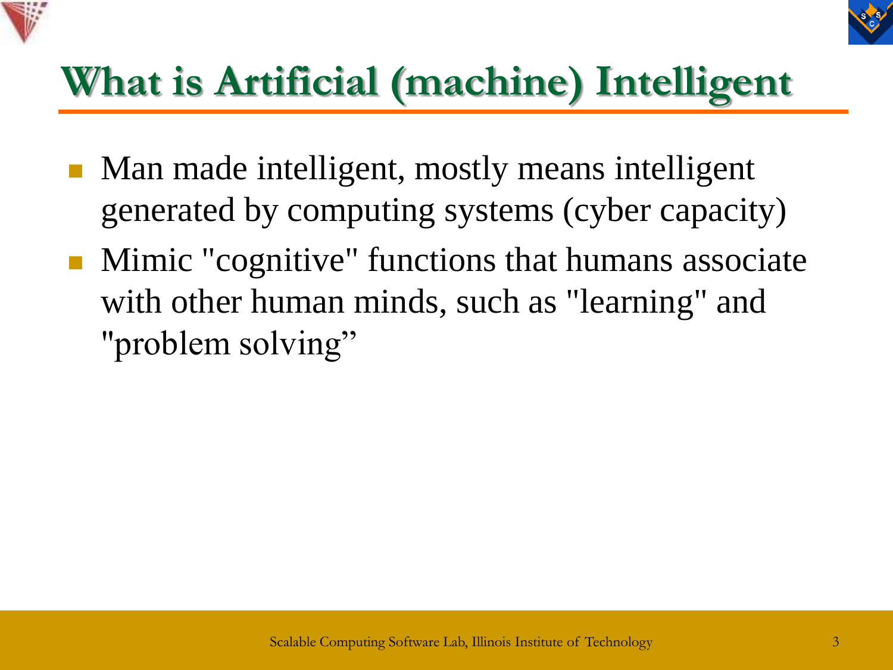# What is Artificial (machine) Intelligent

- Man made intelligent, mostly means intelligent generated by computing systems (cyber capacity)
- Mimic "cognitive" functions that humans associate with other human minds, such as "learning" and "problem solving”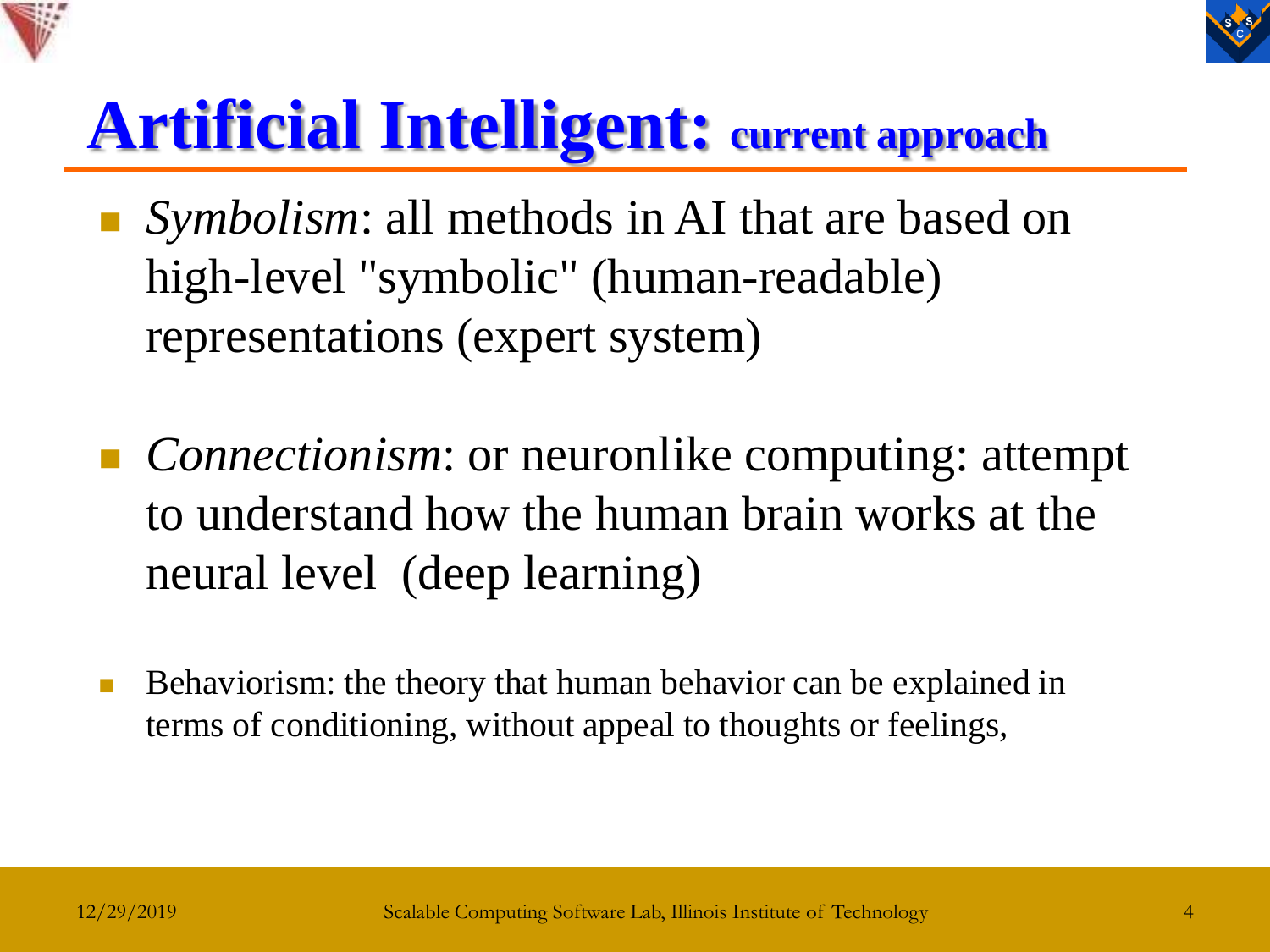# Artificial Intelligent: current approach

- *Symbolism*: all methods in AI that are based on high-level "symbolic" (human-readable) representations (expert system)

- *Connectionism*: or neuronlike computing: attempt to understand how the human brain works at the neural level  (deep learning)

- Behaviorism: the theory that human behavior can be explained in terms of conditioning, without appeal to thoughts or feelings,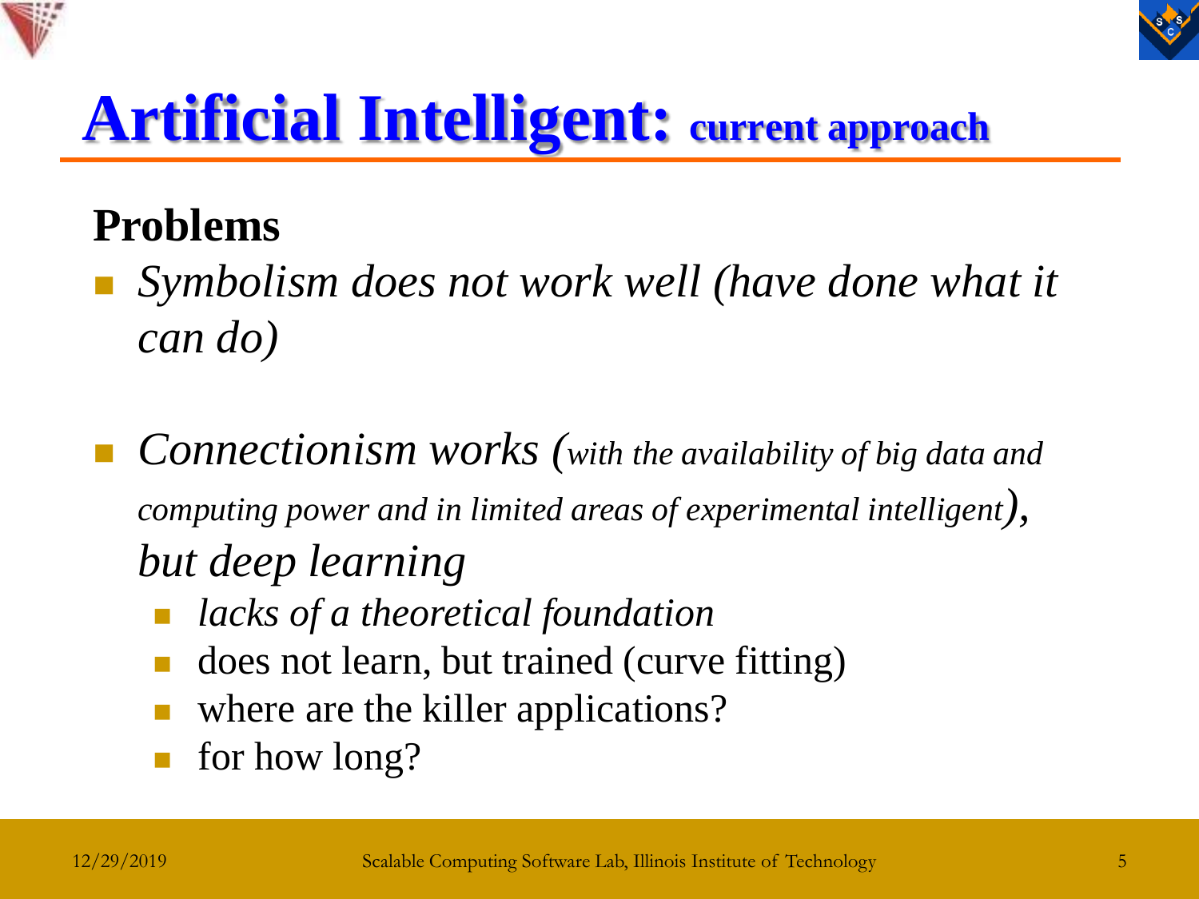# **Artificial Intelligent:** current approach

**Problems**

- *Symbolism does not work well (have done what it can do)*

- *Connectionism works (with the availability of big data and computing power and in limited areas of experimental intelligent), but deep learning*
  - *lacks of a theoretical foundation*
  - does not learn, but trained (curve fitting)
  - where are the killer applications?
  - for how long?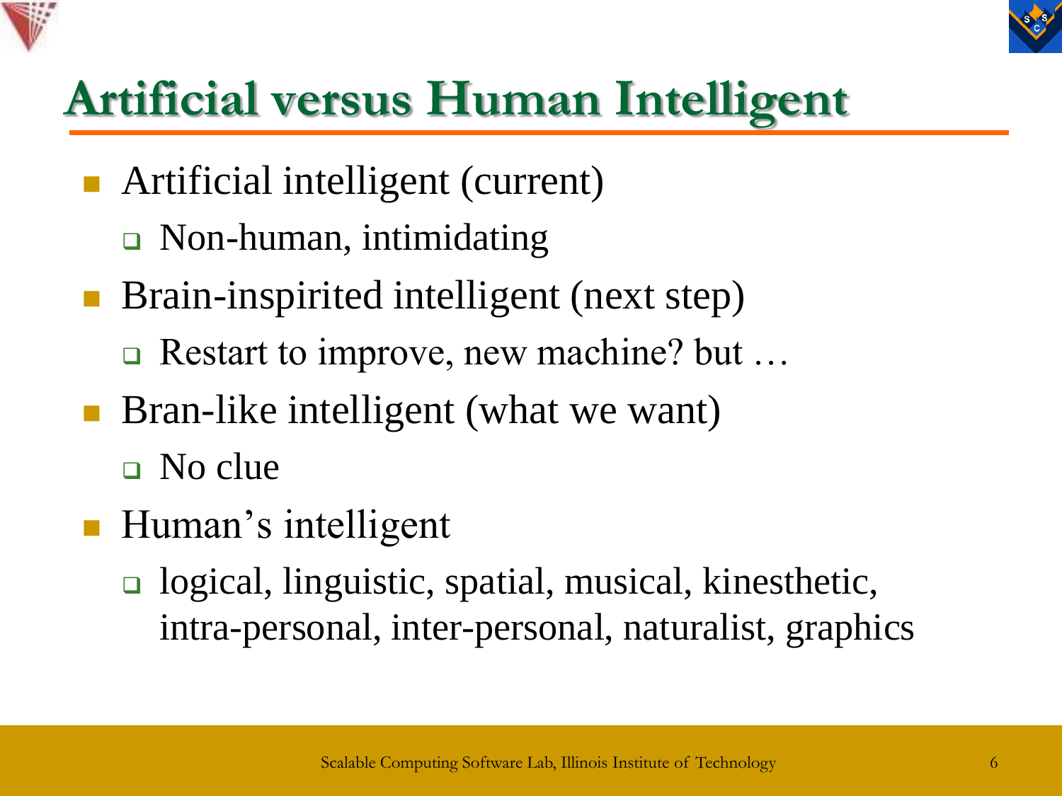# Artificial versus Human Intelligent

- Artificial intelligent (current)
  - Non-human, intimidating
- Brain-inspirited intelligent (next step)
  - Restart to improve, new machine? but …
- Bran-like intelligent (what we want)
  - No clue
- Human's intelligent
  - logical, linguistic, spatial, musical, kinesthetic, intra-personal, inter-personal, naturalist, graphics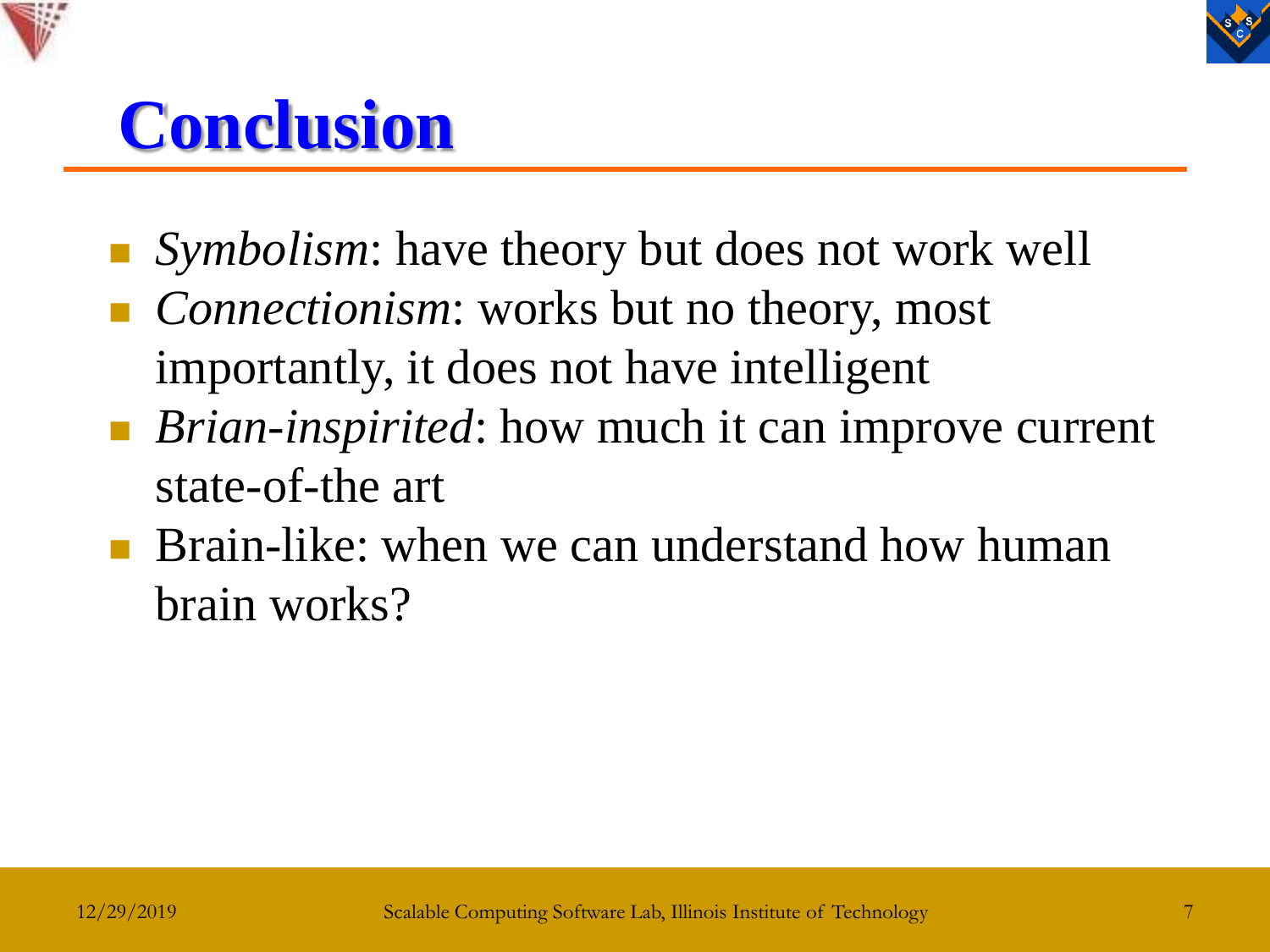# Conclusion

- *Symbolism*: have theory but does not work well
- *Connectionism*: works but no theory, most importantly, it does not have intelligent
- *Brian-inspirited*: how much it can improve current state-of-the art
- Brain-like: when we can understand how human brain works?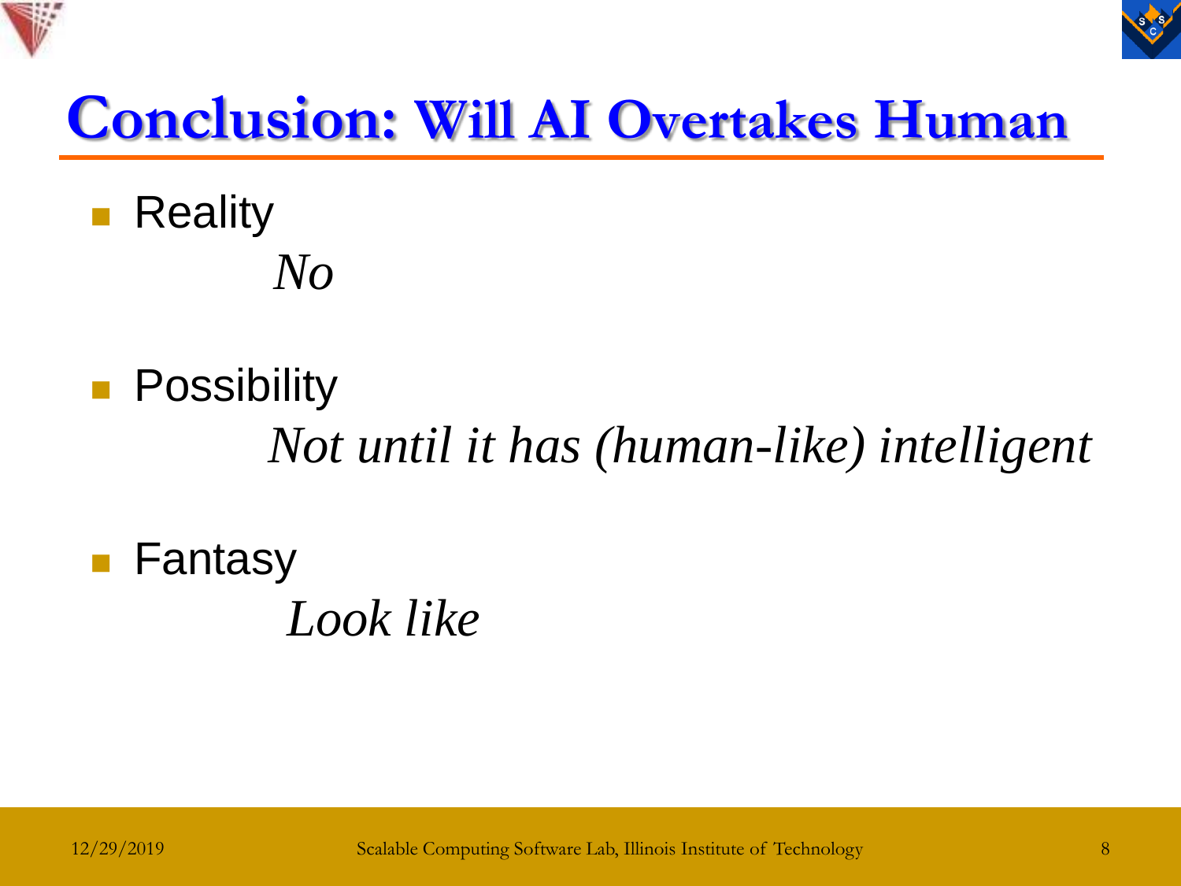# Conclusion: Will AI Overtakes Human

- Reality

  *No*

- Possibility

  *Not until it has (human-like) intelligent*

- Fantasy

  *Look like*